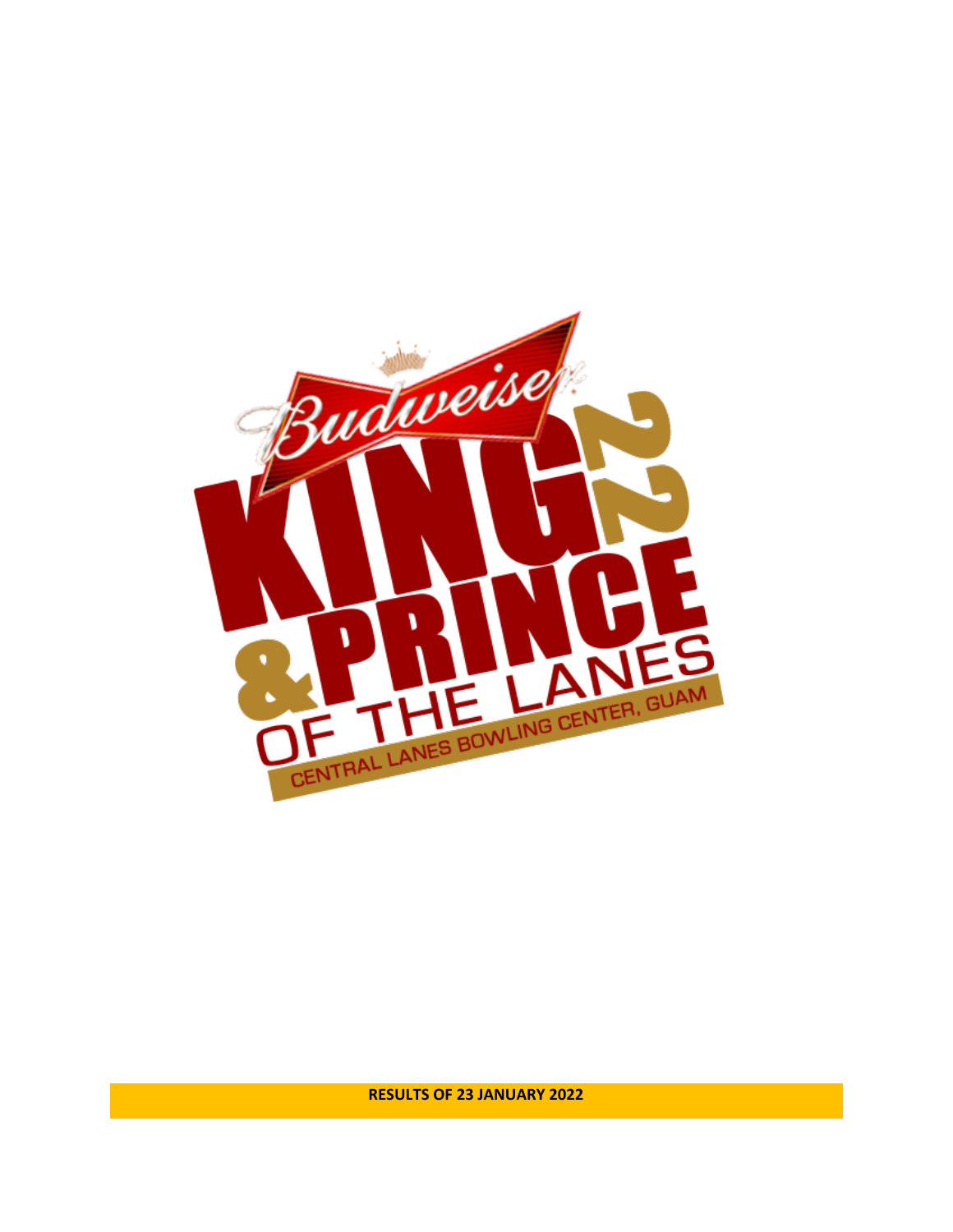Budweiser

# KING 22 & PRINCE OF THE LANES

CENTRAL LANES BOWLING CENTER, GUAM

**RESULTS OF 23 JANUARY 2022**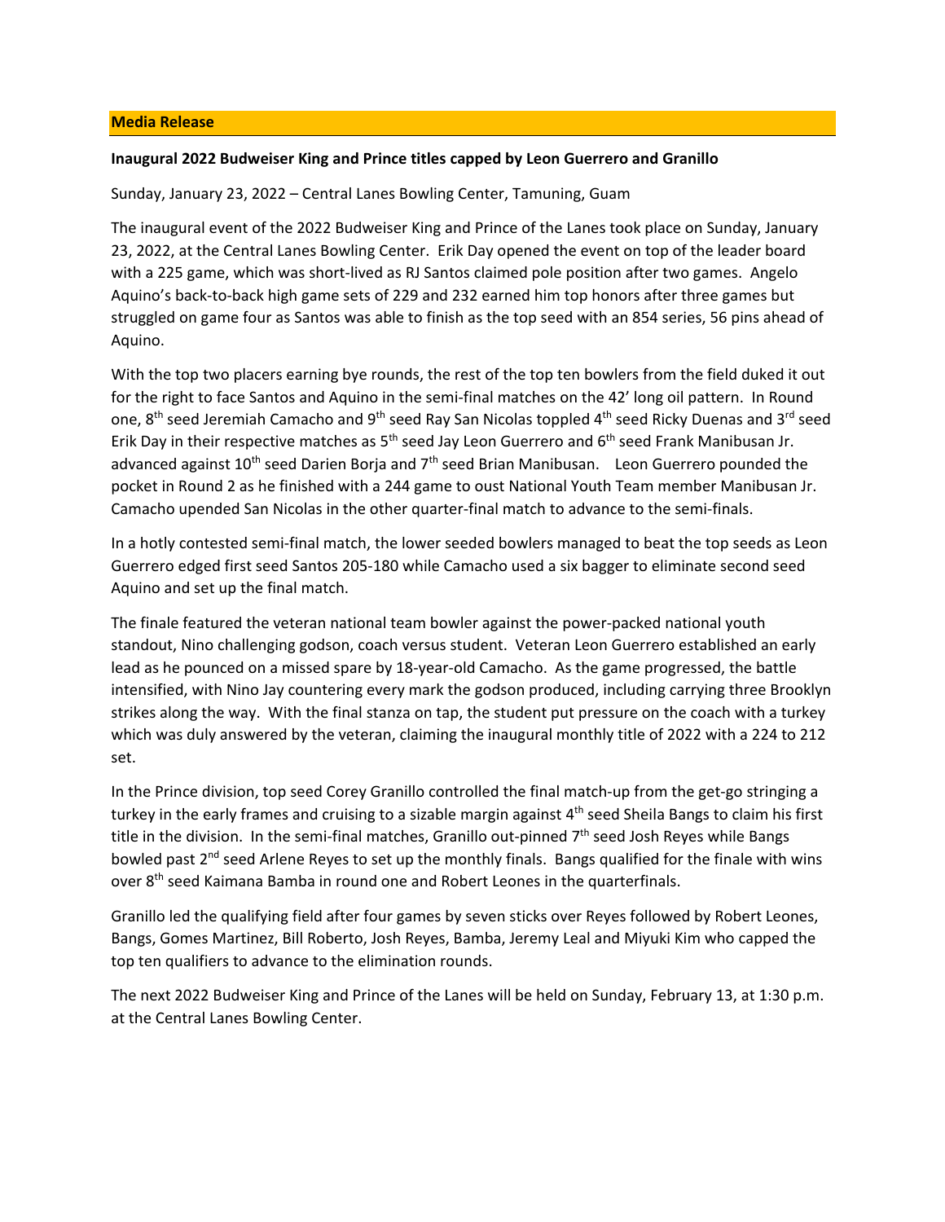**Media Release**

**Inaugural 2022 Budweiser King and Prince titles capped by Leon Guerrero and Granillo**

Sunday, January 23, 2022 – Central Lanes Bowling Center, Tamuning, Guam

The inaugural event of the 2022 Budweiser King and Prince of the Lanes took place on Sunday, January 23, 2022, at the Central Lanes Bowling Center. Erik Day opened the event on top of the leader board with a 225 game, which was short-lived as RJ Santos claimed pole position after two games. Angelo Aquino's back-to-back high game sets of 229 and 232 earned him top honors after three games but struggled on game four as Santos was able to finish as the top seed with an 854 series, 56 pins ahead of Aquino.

With the top two placers earning bye rounds, the rest of the top ten bowlers from the field duked it out for the right to face Santos and Aquino in the semi-final matches on the 42' long oil pattern. In Round one, 8th seed Jeremiah Camacho and 9th seed Ray San Nicolas toppled 4th seed Ricky Duenas and 3rd seed Erik Day in their respective matches as 5th seed Jay Leon Guerrero and 6th seed Frank Manibusan Jr. advanced against 10th seed Darien Borja and 7th seed Brian Manibusan. Leon Guerrero pounded the pocket in Round 2 as he finished with a 244 game to oust National Youth Team member Manibusan Jr. Camacho upended San Nicolas in the other quarter-final match to advance to the semi-finals.

In a hotly contested semi-final match, the lower seeded bowlers managed to beat the top seeds as Leon Guerrero edged first seed Santos 205-180 while Camacho used a six bagger to eliminate second seed Aquino and set up the final match.

The finale featured the veteran national team bowler against the power-packed national youth standout, Nino challenging godson, coach versus student. Veteran Leon Guerrero established an early lead as he pounced on a missed spare by 18-year-old Camacho. As the game progressed, the battle intensified, with Nino Jay countering every mark the godson produced, including carrying three Brooklyn strikes along the way. With the final stanza on tap, the student put pressure on the coach with a turkey which was duly answered by the veteran, claiming the inaugural monthly title of 2022 with a 224 to 212 set.

In the Prince division, top seed Corey Granillo controlled the final match-up from the get-go stringing a turkey in the early frames and cruising to a sizable margin against 4th seed Sheila Bangs to claim his first title in the division. In the semi-final matches, Granillo out-pinned 7th seed Josh Reyes while Bangs bowled past 2nd seed Arlene Reyes to set up the monthly finals. Bangs qualified for the finale with wins over 8th seed Kaimana Bamba in round one and Robert Leones in the quarterfinals.

Granillo led the qualifying field after four games by seven sticks over Reyes followed by Robert Leones, Bangs, Gomes Martinez, Bill Roberto, Josh Reyes, Bamba, Jeremy Leal and Miyuki Kim who capped the top ten qualifiers to advance to the elimination rounds.

The next 2022 Budweiser King and Prince of the Lanes will be held on Sunday, February 13, at 1:30 p.m. at the Central Lanes Bowling Center.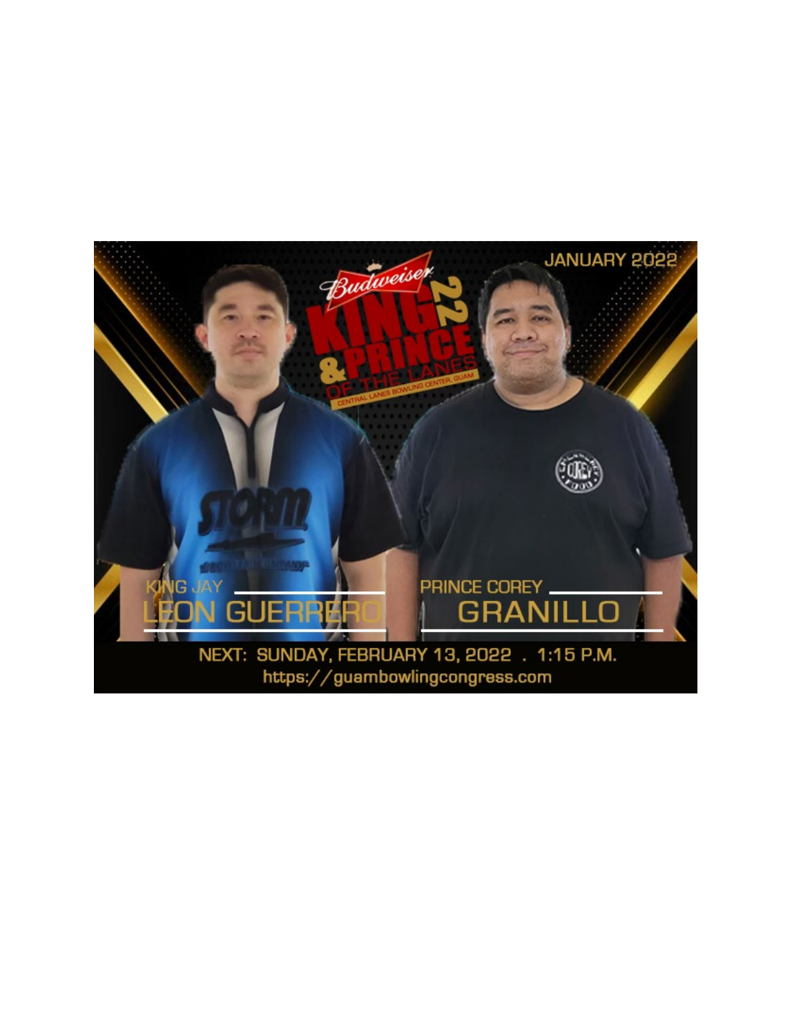JANUARY 2022

Budweiser

KING & PRINCE OF THE LANES 22

CENTRAL LANES BOWLING CENTER, GUAM

KING JAY
LEON GUERRERO

PRINCE COREY
GRANILLO

NEXT: SUNDAY, FEBRUARY 13, 2022 . 1:15 P.M.

https://guambowlingcongress.com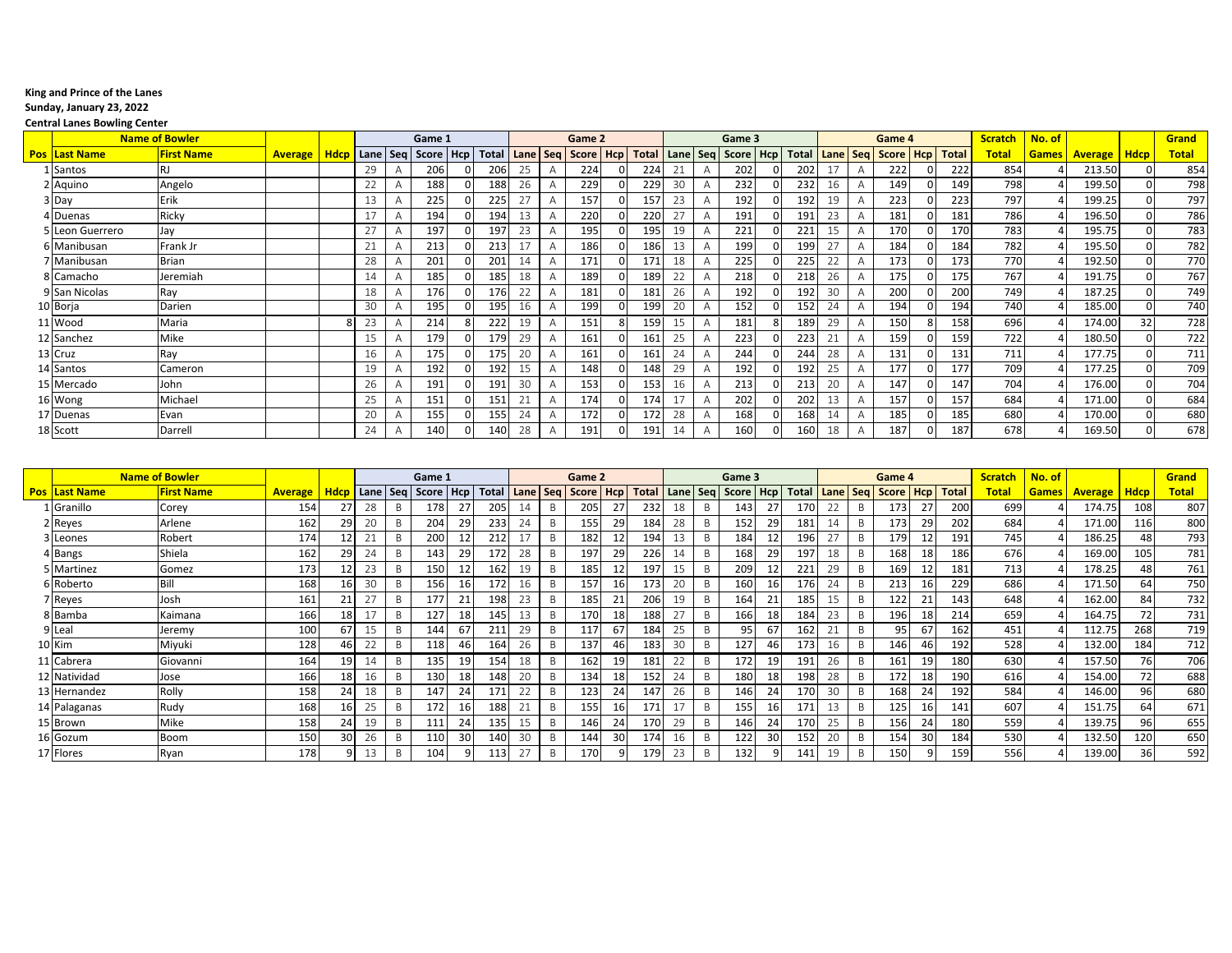**King and Prince of the Lanes**

**Sunday, January 23, 2022**

**Central Lanes Bowling Center**

| | Name of Bowler | | | | Game 1 | | | | | Game 2 | | | | | Game 3 | | | | | Game 4 | | | | | Scratch | No. of | | | Grand |
|---|---|---|---|---|---|---|---|---|---|---|---|---|---|---|---|---|---|---|---|---|---|---|---|---|---|---|---|---|---|
| Pos | Last Name | First Name | Average | Hdcp | Lane | Seq | Score | Hcp | Total | Lane | Seq | Score | Hcp | Total | Lane | Seq | Score | Hcp | Total | Lane | Seq | Score | Hcp | Total | Total | Games | Average | Hdcp | Total |
| 1 | Santos | RJ | | | 29 | A | 206 | 0 | 206 | 25 | A | 224 | 0 | 224 | 21 | A | 202 | 0 | 202 | 17 | A | 222 | 0 | 222 | 854 | 4 | 213.50 | 0 | 854 |
| 2 | Aquino | Angelo | | | 22 | A | 188 | 0 | 188 | 26 | A | 229 | 0 | 229 | 30 | A | 232 | 0 | 232 | 16 | A | 149 | 0 | 149 | 798 | 4 | 199.50 | 0 | 798 |
| 3 | Day | Erik | | | 13 | A | 225 | 0 | 225 | 27 | A | 157 | 0 | 157 | 23 | A | 192 | 0 | 192 | 19 | A | 223 | 0 | 223 | 797 | 4 | 199.25 | 0 | 797 |
| 4 | Duenas | Ricky | | | 17 | A | 194 | 0 | 194 | 13 | A | 220 | 0 | 220 | 27 | A | 191 | 0 | 191 | 23 | A | 181 | 0 | 181 | 786 | 4 | 196.50 | 0 | 786 |
| 5 | Leon Guerrero | Jay | | | 27 | A | 197 | 0 | 197 | 23 | A | 195 | 0 | 195 | 19 | A | 221 | 0 | 221 | 15 | A | 170 | 0 | 170 | 783 | 4 | 195.75 | 0 | 783 |
| 6 | Manibusan | Frank Jr | | | 21 | A | 213 | 0 | 213 | 17 | A | 186 | 0 | 186 | 13 | A | 199 | 0 | 199 | 27 | A | 184 | 0 | 184 | 782 | 4 | 195.50 | 0 | 782 |
| 7 | Manibusan | Brian | | | 28 | A | 201 | 0 | 201 | 14 | A | 171 | 0 | 171 | 18 | A | 225 | 0 | 225 | 22 | A | 173 | 0 | 173 | 770 | 4 | 192.50 | 0 | 770 |
| 8 | Camacho | Jeremiah | | | 14 | A | 185 | 0 | 185 | 18 | A | 189 | 0 | 189 | 22 | A | 218 | 0 | 218 | 26 | A | 175 | 0 | 175 | 767 | 4 | 191.75 | 0 | 767 |
| 9 | San Nicolas | Ray | | | 18 | A | 176 | 0 | 176 | 22 | A | 181 | 0 | 181 | 26 | A | 192 | 0 | 192 | 30 | A | 200 | 0 | 200 | 749 | 4 | 187.25 | 0 | 749 |
| 10 | Borja | Darien | | | 30 | A | 195 | 0 | 195 | 16 | A | 199 | 0 | 199 | 20 | A | 152 | 0 | 152 | 24 | A | 194 | 0 | 194 | 740 | 4 | 185.00 | 0 | 740 |
| 11 | Wood | Maria | | 8 | 23 | A | 214 | 8 | 222 | 19 | A | 151 | 8 | 159 | 15 | A | 181 | 8 | 189 | 29 | A | 150 | 8 | 158 | 696 | 4 | 174.00 | 32 | 728 |
| 12 | Sanchez | Mike | | | 15 | A | 179 | 0 | 179 | 29 | A | 161 | 0 | 161 | 25 | A | 223 | 0 | 223 | 21 | A | 159 | 0 | 159 | 722 | 4 | 180.50 | 0 | 722 |
| 13 | Cruz | Ray | | | 16 | A | 175 | 0 | 175 | 20 | A | 161 | 0 | 161 | 24 | A | 244 | 0 | 244 | 28 | A | 131 | 0 | 131 | 711 | 4 | 177.75 | 0 | 711 |
| 14 | Santos | Cameron | | | 19 | A | 192 | 0 | 192 | 15 | A | 148 | 0 | 148 | 29 | A | 192 | 0 | 192 | 25 | A | 177 | 0 | 177 | 709 | 4 | 177.25 | 0 | 709 |
| 15 | Mercado | John | | | 26 | A | 191 | 0 | 191 | 30 | A | 153 | 0 | 153 | 16 | A | 213 | 0 | 213 | 20 | A | 147 | 0 | 147 | 704 | 4 | 176.00 | 0 | 704 |
| 16 | Wong | Michael | | | 25 | A | 151 | 0 | 151 | 21 | A | 174 | 0 | 174 | 17 | A | 202 | 0 | 202 | 13 | A | 157 | 0 | 157 | 684 | 4 | 171.00 | 0 | 684 |
| 17 | Duenas | Evan | | | 20 | A | 155 | 0 | 155 | 24 | A | 172 | 0 | 172 | 28 | A | 168 | 0 | 168 | 14 | A | 185 | 0 | 185 | 680 | 4 | 170.00 | 0 | 680 |
| 18 | Scott | Darrell | | | 24 | A | 140 | 0 | 140 | 28 | A | 191 | 0 | 191 | 14 | A | 160 | 0 | 160 | 18 | A | 187 | 0 | 187 | 678 | 4 | 169.50 | 0 | 678 |

| | Name of Bowler | | | | Game 1 | | | | | Game 2 | | | | | Game 3 | | | | | Game 4 | | | | | Scratch | No. of | | | Grand |
|---|---|---|---|---|---|---|---|---|---|---|---|---|---|---|---|---|---|---|---|---|---|---|---|---|---|---|---|---|---|
| Pos | Last Name | First Name | Average | Hdcp | Lane | Seq | Score | Hcp | Total | Lane | Seq | Score | Hcp | Total | Lane | Seq | Score | Hcp | Total | Lane | Seq | Score | Hcp | Total | Total | Games | Average | Hdcp | Total |
| 1 | Granillo | Corey | 154 | 27 | 28 | B | 178 | 27 | 205 | 14 | B | 205 | 27 | 232 | 18 | B | 143 | 27 | 170 | 22 | B | 173 | 27 | 200 | 699 | 4 | 174.75 | 108 | 807 |
| 2 | Reyes | Arlene | 162 | 29 | 20 | B | 204 | 29 | 233 | 24 | B | 155 | 29 | 184 | 28 | B | 152 | 29 | 181 | 14 | B | 173 | 29 | 202 | 684 | 4 | 171.00 | 116 | 800 |
| 3 | Leones | Robert | 174 | 12 | 21 | B | 200 | 12 | 212 | 17 | B | 182 | 12 | 194 | 13 | B | 184 | 12 | 196 | 27 | B | 179 | 12 | 191 | 745 | 4 | 186.25 | 48 | 793 |
| 4 | Bangs | Shiela | 162 | 29 | 24 | B | 143 | 29 | 172 | 28 | B | 197 | 29 | 226 | 14 | B | 168 | 29 | 197 | 18 | B | 168 | 18 | 186 | 676 | 4 | 169.00 | 105 | 781 |
| 5 | Martinez | Gomez | 173 | 12 | 23 | B | 150 | 12 | 162 | 19 | B | 185 | 12 | 197 | 15 | B | 209 | 12 | 221 | 29 | B | 169 | 12 | 181 | 713 | 4 | 178.25 | 48 | 761 |
| 6 | Roberto | Bill | 168 | 16 | 30 | B | 156 | 16 | 172 | 16 | B | 157 | 16 | 173 | 20 | B | 160 | 16 | 176 | 24 | B | 213 | 16 | 229 | 686 | 4 | 171.50 | 64 | 750 |
| 7 | Reyes | Josh | 161 | 21 | 27 | B | 177 | 21 | 198 | 23 | B | 185 | 21 | 206 | 19 | B | 164 | 21 | 185 | 15 | B | 122 | 21 | 143 | 648 | 4 | 162.00 | 84 | 732 |
| 8 | Bamba | Kaimana | 166 | 18 | 17 | B | 127 | 18 | 145 | 13 | B | 170 | 18 | 188 | 27 | B | 166 | 18 | 184 | 23 | B | 196 | 18 | 214 | 659 | 4 | 164.75 | 72 | 731 |
| 9 | Leal | Jeremy | 100 | 67 | 15 | B | 144 | 67 | 211 | 29 | B | 117 | 67 | 184 | 25 | B | 95 | 67 | 162 | 21 | B | 95 | 67 | 162 | 451 | 4 | 112.75 | 268 | 719 |
| 10 | Kim | Miyuki | 128 | 46 | 22 | B | 118 | 46 | 164 | 26 | B | 137 | 46 | 183 | 30 | B | 127 | 46 | 173 | 16 | B | 146 | 46 | 192 | 528 | 4 | 132.00 | 184 | 712 |
| 11 | Cabrera | Giovanni | 164 | 19 | 14 | B | 135 | 19 | 154 | 18 | B | 162 | 19 | 181 | 22 | B | 172 | 19 | 191 | 26 | B | 161 | 19 | 180 | 630 | 4 | 157.50 | 76 | 706 |
| 12 | Natividad | Jose | 166 | 18 | 16 | B | 130 | 18 | 148 | 20 | B | 134 | 18 | 152 | 24 | B | 180 | 18 | 198 | 28 | B | 172 | 18 | 190 | 616 | 4 | 154.00 | 72 | 688 |
| 13 | Hernandez | Rolly | 158 | 24 | 18 | B | 147 | 24 | 171 | 22 | B | 123 | 24 | 147 | 26 | B | 146 | 24 | 170 | 30 | B | 168 | 24 | 192 | 584 | 4 | 146.00 | 96 | 680 |
| 14 | Palaganas | Rudy | 168 | 16 | 25 | B | 172 | 16 | 188 | 21 | B | 155 | 16 | 171 | 17 | B | 155 | 16 | 171 | 13 | B | 125 | 16 | 141 | 607 | 4 | 151.75 | 64 | 671 |
| 15 | Brown | Mike | 158 | 24 | 19 | B | 111 | 24 | 135 | 15 | B | 146 | 24 | 170 | 29 | B | 146 | 24 | 170 | 25 | B | 156 | 24 | 180 | 559 | 4 | 139.75 | 96 | 655 |
| 16 | Gozum | Boom | 150 | 30 | 26 | B | 110 | 30 | 140 | 30 | B | 144 | 30 | 174 | 16 | B | 122 | 30 | 152 | 20 | B | 154 | 30 | 184 | 530 | 4 | 132.50 | 120 | 650 |
| 17 | Flores | Ryan | 178 | 9 | 13 | B | 104 | 9 | 113 | 27 | B | 170 | 9 | 179 | 23 | B | 132 | 9 | 141 | 19 | B | 150 | 9 | 159 | 556 | 4 | 139.00 | 36 | 592 |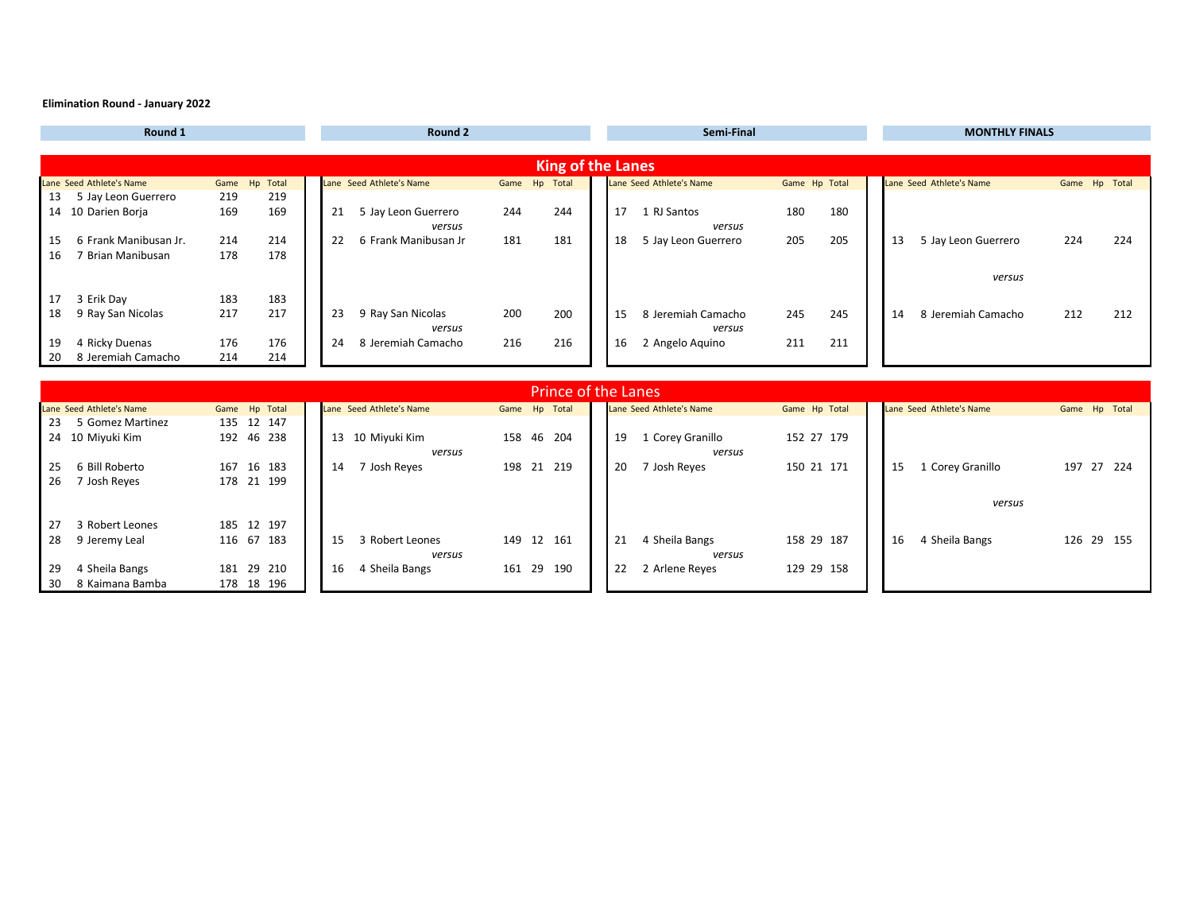**Elimination Round - January 2022**

## King of the Lanes

### Round 1

| Lane | Seed | Athlete's Name | Game | Hp | Total |
|---|---|---|---|---|---|
| 13 | 5 | Jay Leon Guerrero | 219 | | 219 |
| 14 | 10 | Darien Borja | 169 | | 169 |
| 15 | 6 | Frank Manibusan Jr. | 214 | | 214 |
| 16 | 7 | Brian Manibusan | 178 | | 178 |
| 17 | 3 | Erik Day | 183 | | 183 |
| 18 | 9 | Ray San Nicolas | 217 | | 217 |
| 19 | 4 | Ricky Duenas | 176 | | 176 |
| 20 | 8 | Jeremiah Camacho | 214 | | 214 |

### Round 2

| Lane | Seed | Athlete's Name | Game | Hp | Total |
|---|---|---|---|---|---|
| 21 | 5 | Jay Leon Guerrero | 244 | | 244 |
| | | *versus* | | | |
| 22 | 6 | Frank Manibusan Jr | 181 | | 181 |
| 23 | 9 | Ray San Nicolas | 200 | | 200 |
| | | *versus* | | | |
| 24 | 8 | Jeremiah Camacho | 216 | | 216 |

### Semi-Final

| Lane | Seed | Athlete's Name | Game | Hp | Total |
|---|---|---|---|---|---|
| 17 | 1 | RJ Santos | 180 | | 180 |
| | | *versus* | | | |
| 18 | 5 | Jay Leon Guerrero | 205 | | 205 |
| 15 | 8 | Jeremiah Camacho | 245 | | 245 |
| | | *versus* | | | |
| 16 | 2 | Angelo Aquino | 211 | | 211 |

### MONTHLY FINALS

| Lane | Seed | Athlete's Name | Game | Hp | Total |
|---|---|---|---|---|---|
| 13 | 5 | Jay Leon Guerrero | 224 | | 224 |
| | | *versus* | | | |
| 14 | 8 | Jeremiah Camacho | 212 | | 212 |

## Prince of the Lanes

### Round 1

| Lane | Seed | Athlete's Name | Game | Hp | Total |
|---|---|---|---|---|---|
| 23 | 5 | Gomez Martinez | 135 | 12 | 147 |
| 24 | 10 | Miyuki Kim | 192 | 46 | 238 |
| 25 | 6 | Bill Roberto | 167 | 16 | 183 |
| 26 | 7 | Josh Reyes | 178 | 21 | 199 |
| 27 | 3 | Robert Leones | 185 | 12 | 197 |
| 28 | 9 | Jeremy Leal | 116 | 67 | 183 |
| 29 | 4 | Sheila Bangs | 181 | 29 | 210 |
| 30 | 8 | Kaimana Bamba | 178 | 18 | 196 |

### Round 2

| Lane | Seed | Athlete's Name | Game | Hp | Total |
|---|---|---|---|---|---|
| 13 | 10 | Miyuki Kim | 158 | 46 | 204 |
| | | *versus* | | | |
| 14 | 7 | Josh Reyes | 198 | 21 | 219 |
| 15 | 3 | Robert Leones | 149 | 12 | 161 |
| | | *versus* | | | |
| 16 | 4 | Sheila Bangs | 161 | 29 | 190 |

### Semi-Final

| Lane | Seed | Athlete's Name | Game | Hp | Total |
|---|---|---|---|---|---|
| 19 | 1 | Corey Granillo | 152 | 27 | 179 |
| | | *versus* | | | |
| 20 | 7 | Josh Reyes | 150 | 21 | 171 |
| 21 | 4 | Sheila Bangs | 158 | 29 | 187 |
| | | *versus* | | | |
| 22 | 2 | Arlene Reyes | 129 | 29 | 158 |

### MONTHLY FINALS

| Lane | Seed | Athlete's Name | Game | Hp | Total |
|---|---|---|---|---|---|
| 15 | 1 | Corey Granillo | 197 | 27 | 224 |
| | | *versus* | | | |
| 16 | 4 | Sheila Bangs | 126 | 29 | 155 |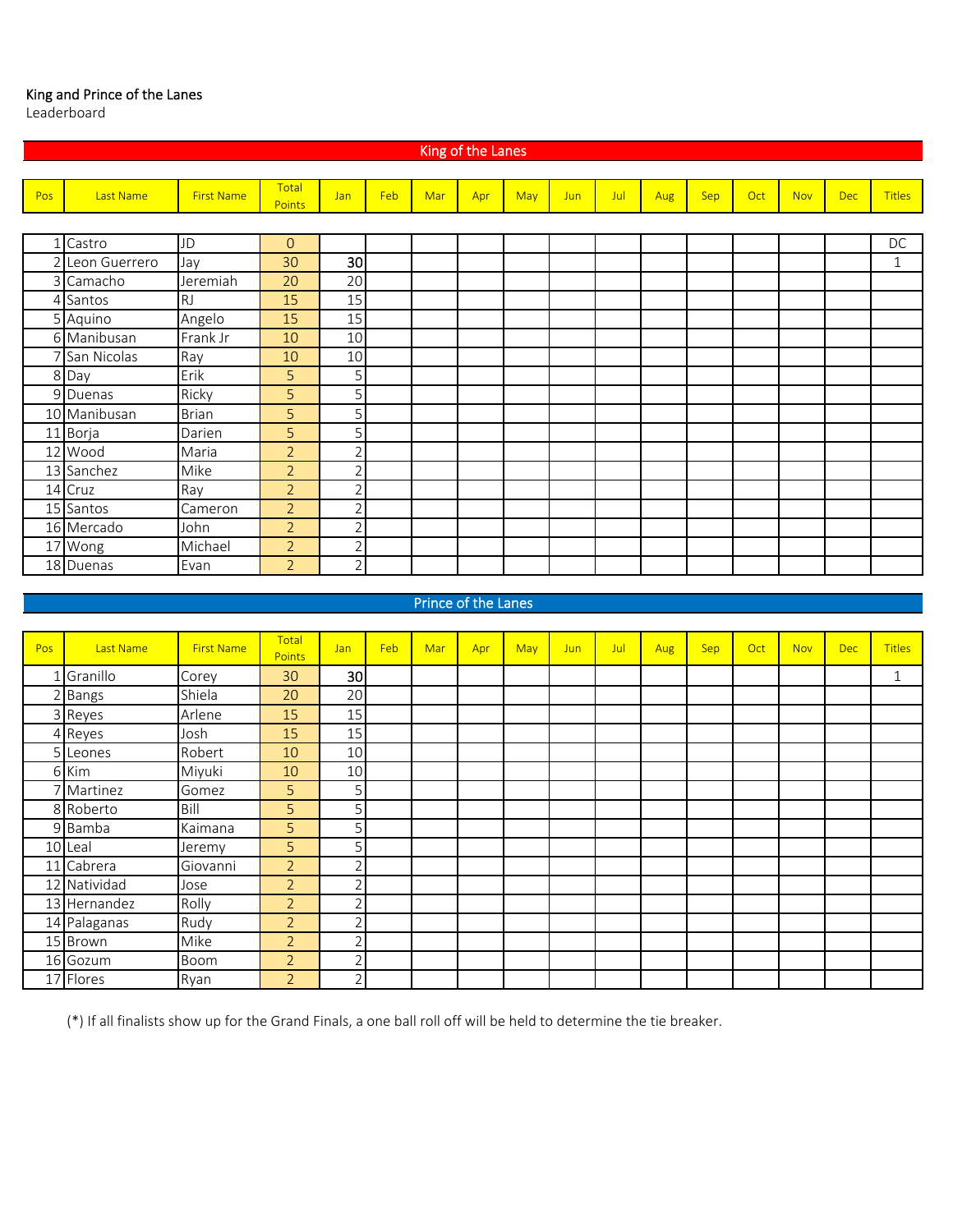King and Prince of the Lanes

Leaderboard

## King of the Lanes

| Pos | Last Name | First Name | Total Points | Jan | Feb | Mar | Apr | May | Jun | Jul | Aug | Sep | Oct | Nov | Dec | Titles |
|---|---|---|---|---|---|---|---|---|---|---|---|---|---|---|---|---|
| 1 | Castro | JD | 0 | | | | | | | | | | | | | DC |
| 2 | Leon Guerrero | Jay | 30 | 30 | | | | | | | | | | | | 1 |
| 3 | Camacho | Jeremiah | 20 | 20 | | | | | | | | | | | | |
| 4 | Santos | RJ | 15 | 15 | | | | | | | | | | | | |
| 5 | Aquino | Angelo | 15 | 15 | | | | | | | | | | | | |
| 6 | Manibusan | Frank Jr | 10 | 10 | | | | | | | | | | | | |
| 7 | San Nicolas | Ray | 10 | 10 | | | | | | | | | | | | |
| 8 | Day | Erik | 5 | 5 | | | | | | | | | | | | |
| 9 | Duenas | Ricky | 5 | 5 | | | | | | | | | | | | |
| 10 | Manibusan | Brian | 5 | 5 | | | | | | | | | | | | |
| 11 | Borja | Darien | 5 | 5 | | | | | | | | | | | | |
| 12 | Wood | Maria | 2 | 2 | | | | | | | | | | | | |
| 13 | Sanchez | Mike | 2 | 2 | | | | | | | | | | | | |
| 14 | Cruz | Ray | 2 | 2 | | | | | | | | | | | | |
| 15 | Santos | Cameron | 2 | 2 | | | | | | | | | | | | |
| 16 | Mercado | John | 2 | 2 | | | | | | | | | | | | |
| 17 | Wong | Michael | 2 | 2 | | | | | | | | | | | | |
| 18 | Duenas | Evan | 2 | 2 | | | | | | | | | | | | |

## Prince of the Lanes

| Pos | Last Name | First Name | Total Points | Jan | Feb | Mar | Apr | May | Jun | Jul | Aug | Sep | Oct | Nov | Dec | Titles |
|---|---|---|---|---|---|---|---|---|---|---|---|---|---|---|---|---|
| 1 | Granillo | Corey | 30 | 30 | | | | | | | | | | | | 1 |
| 2 | Bangs | Shiela | 20 | 20 | | | | | | | | | | | | |
| 3 | Reyes | Arlene | 15 | 15 | | | | | | | | | | | | |
| 4 | Reyes | Josh | 15 | 15 | | | | | | | | | | | | |
| 5 | Leones | Robert | 10 | 10 | | | | | | | | | | | | |
| 6 | Kim | Miyuki | 10 | 10 | | | | | | | | | | | | |
| 7 | Martinez | Gomez | 5 | 5 | | | | | | | | | | | | |
| 8 | Roberto | Bill | 5 | 5 | | | | | | | | | | | | |
| 9 | Bamba | Kaimana | 5 | 5 | | | | | | | | | | | | |
| 10 | Leal | Jeremy | 5 | 5 | | | | | | | | | | | | |
| 11 | Cabrera | Giovanni | 2 | 2 | | | | | | | | | | | | |
| 12 | Natividad | Jose | 2 | 2 | | | | | | | | | | | | |
| 13 | Hernandez | Rolly | 2 | 2 | | | | | | | | | | | | |
| 14 | Palaganas | Rudy | 2 | 2 | | | | | | | | | | | | |
| 15 | Brown | Mike | 2 | 2 | | | | | | | | | | | | |
| 16 | Gozum | Boom | 2 | 2 | | | | | | | | | | | | |
| 17 | Flores | Ryan | 2 | 2 | | | | | | | | | | | | |

(*) If all finalists show up for the Grand Finals, a one ball roll off will be held to determine the tie breaker.